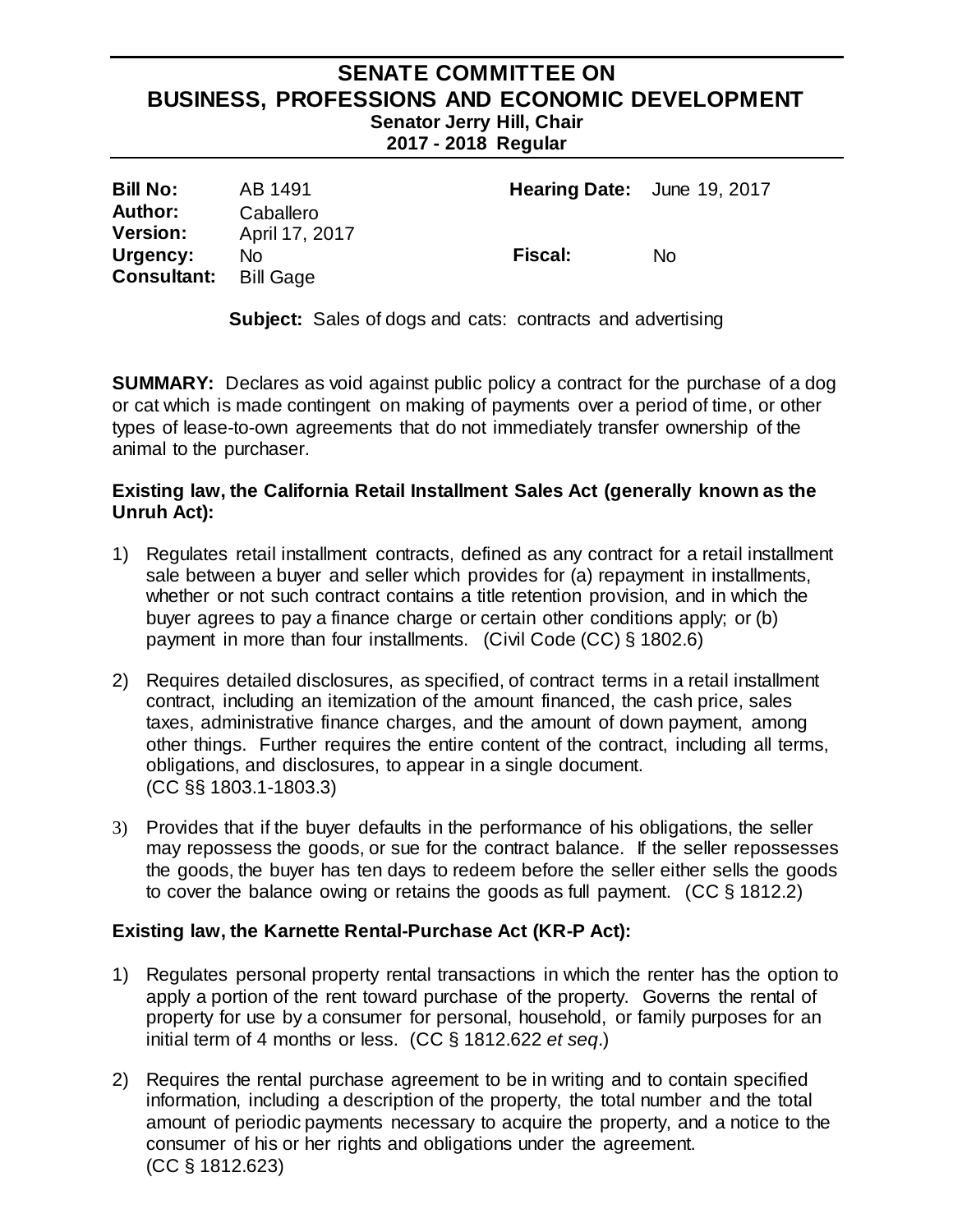# SENATE COMMITTEE ON BUSINESS, PROFESSIONS AND ECONOMIC DEVELOPMENT

**Senator Jerry Hill, Chair**
**2017 - 2018 Regular**

| | | | |
|---|---|---|---|
| **Bill No:** | AB 1491 | **Hearing Date:** | June 19, 2017 |
| **Author:** | Caballero | | |
| **Version:** | April 17, 2017 | | |
| **Urgency:** | No | **Fiscal:** | No |
| **Consultant:** | Bill Gage | | |

**Subject:** Sales of dogs and cats: contracts and advertising

**SUMMARY:** Declares as void against public policy a contract for the purchase of a dog or cat which is made contingent on making of payments over a period of time, or other types of lease-to-own agreements that do not immediately transfer ownership of the animal to the purchaser.

**Existing law, the California Retail Installment Sales Act (generally known as the Unruh Act):**

1) Regulates retail installment contracts, defined as any contract for a retail installment sale between a buyer and seller which provides for (a) repayment in installments, whether or not such contract contains a title retention provision, and in which the buyer agrees to pay a finance charge or certain other conditions apply; or (b) payment in more than four installments. (Civil Code (CC) § 1802.6)

2) Requires detailed disclosures, as specified, of contract terms in a retail installment contract, including an itemization of the amount financed, the cash price, sales taxes, administrative finance charges, and the amount of down payment, among other things. Further requires the entire content of the contract, including all terms, obligations, and disclosures, to appear in a single document. (CC §§ 1803.1-1803.3)

3) Provides that if the buyer defaults in the performance of his obligations, the seller may repossess the goods, or sue for the contract balance. If the seller repossesses the goods, the buyer has ten days to redeem before the seller either sells the goods to cover the balance owing or retains the goods as full payment. (CC § 1812.2)

**Existing law, the Karnette Rental-Purchase Act (KR-P Act):**

1) Regulates personal property rental transactions in which the renter has the option to apply a portion of the rent toward purchase of the property. Governs the rental of property for use by a consumer for personal, household, or family purposes for an initial term of 4 months or less. (CC § 1812.622 *et seq*.)

2) Requires the rental purchase agreement to be in writing and to contain specified information, including a description of the property, the total number and the total amount of periodic payments necessary to acquire the property, and a notice to the consumer of his or her rights and obligations under the agreement. (CC § 1812.623)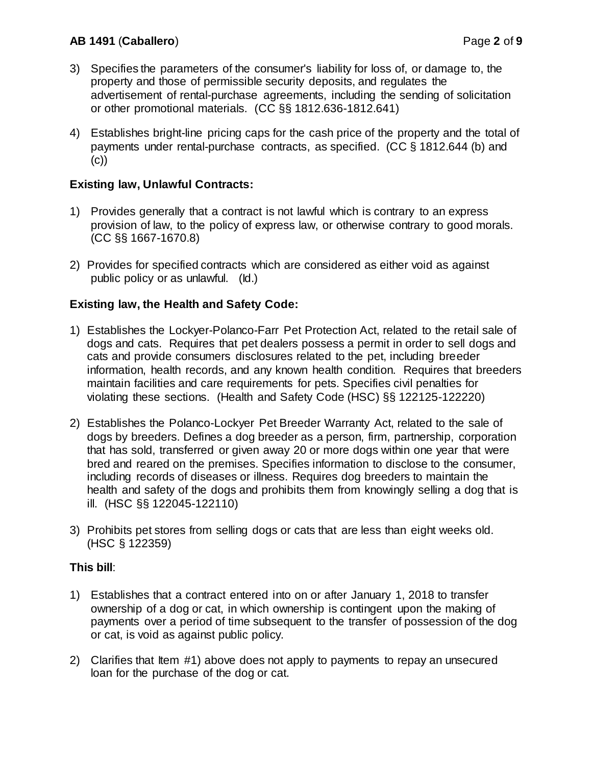3) Specifies the parameters of the consumer's liability for loss of, or damage to, the property and those of permissible security deposits, and regulates the advertisement of rental-purchase agreements, including the sending of solicitation or other promotional materials. (CC §§ 1812.636-1812.641)

4) Establishes bright-line pricing caps for the cash price of the property and the total of payments under rental-purchase contracts, as specified. (CC § 1812.644 (b) and (c))

**Existing law, Unlawful Contracts:**

1) Provides generally that a contract is not lawful which is contrary to an express provision of law, to the policy of express law, or otherwise contrary to good morals. (CC §§ 1667-1670.8)

2) Provides for specified contracts which are considered as either void as against public policy or as unlawful. (Id.)

**Existing law, the Health and Safety Code:**

1) Establishes the Lockyer-Polanco-Farr Pet Protection Act, related to the retail sale of dogs and cats. Requires that pet dealers possess a permit in order to sell dogs and cats and provide consumers disclosures related to the pet, including breeder information, health records, and any known health condition. Requires that breeders maintain facilities and care requirements for pets. Specifies civil penalties for violating these sections. (Health and Safety Code (HSC) §§ 122125-122220)

2) Establishes the Polanco-Lockyer Pet Breeder Warranty Act, related to the sale of dogs by breeders. Defines a dog breeder as a person, firm, partnership, corporation that has sold, transferred or given away 20 or more dogs within one year that were bred and reared on the premises. Specifies information to disclose to the consumer, including records of diseases or illness. Requires dog breeders to maintain the health and safety of the dogs and prohibits them from knowingly selling a dog that is ill. (HSC §§ 122045-122110)

3) Prohibits pet stores from selling dogs or cats that are less than eight weeks old. (HSC § 122359)

**This bill**:

1) Establishes that a contract entered into on or after January 1, 2018 to transfer ownership of a dog or cat, in which ownership is contingent upon the making of payments over a period of time subsequent to the transfer of possession of the dog or cat, is void as against public policy.

2) Clarifies that Item #1) above does not apply to payments to repay an unsecured loan for the purchase of the dog or cat.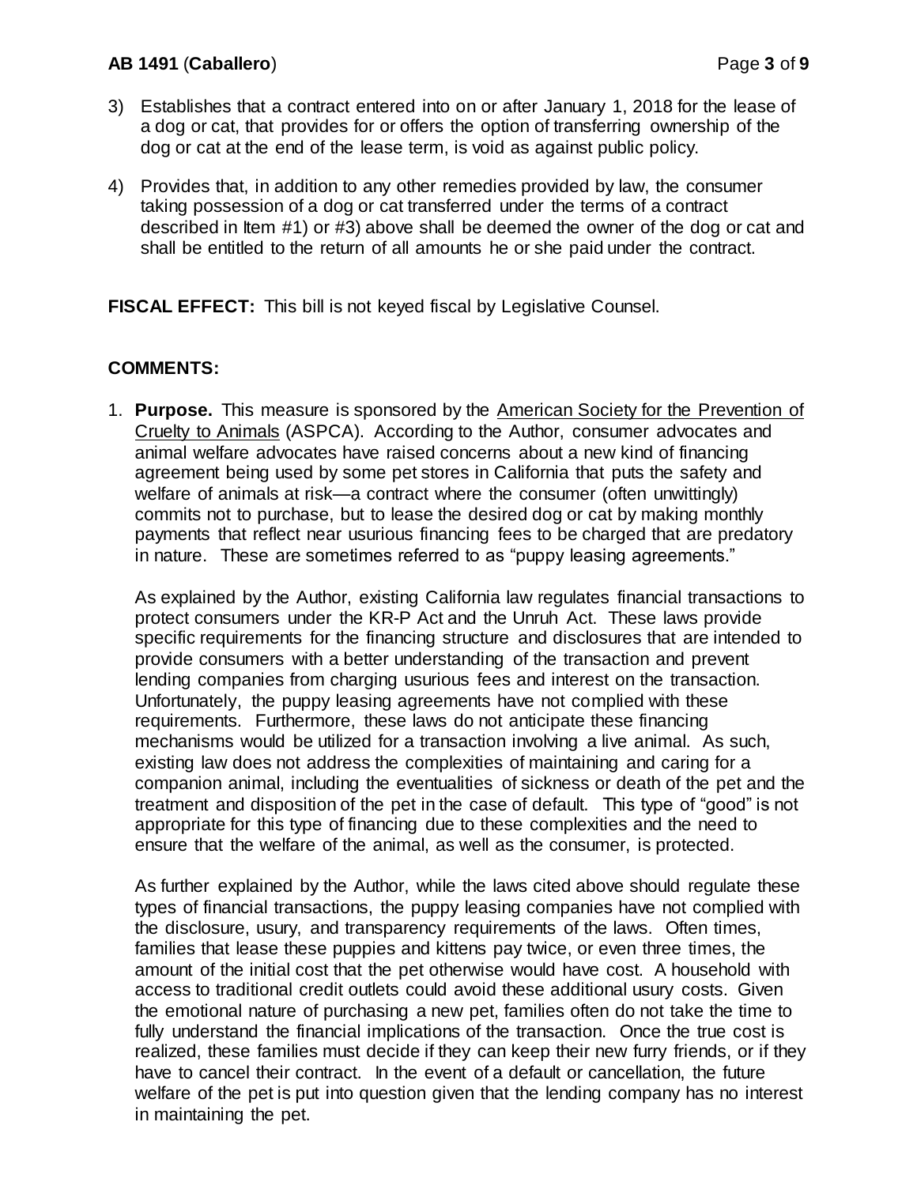3) Establishes that a contract entered into on or after January 1, 2018 for the lease of a dog or cat, that provides for or offers the option of transferring ownership of the dog or cat at the end of the lease term, is void as against public policy.

4) Provides that, in addition to any other remedies provided by law, the consumer taking possession of a dog or cat transferred under the terms of a contract described in Item #1) or #3) above shall be deemed the owner of the dog or cat and shall be entitled to the return of all amounts he or she paid under the contract.

**FISCAL EFFECT:** This bill is not keyed fiscal by Legislative Counsel.

**COMMENTS:**

1. **Purpose.** This measure is sponsored by the American Society for the Prevention of Cruelty to Animals (ASPCA). According to the Author, consumer advocates and animal welfare advocates have raised concerns about a new kind of financing agreement being used by some pet stores in California that puts the safety and welfare of animals at risk—a contract where the consumer (often unwittingly) commits not to purchase, but to lease the desired dog or cat by making monthly payments that reflect near usurious financing fees to be charged that are predatory in nature. These are sometimes referred to as "puppy leasing agreements."

   As explained by the Author, existing California law regulates financial transactions to protect consumers under the KR-P Act and the Unruh Act. These laws provide specific requirements for the financing structure and disclosures that are intended to provide consumers with a better understanding of the transaction and prevent lending companies from charging usurious fees and interest on the transaction. Unfortunately, the puppy leasing agreements have not complied with these requirements. Furthermore, these laws do not anticipate these financing mechanisms would be utilized for a transaction involving a live animal. As such, existing law does not address the complexities of maintaining and caring for a companion animal, including the eventualities of sickness or death of the pet and the treatment and disposition of the pet in the case of default. This type of "good" is not appropriate for this type of financing due to these complexities and the need to ensure that the welfare of the animal, as well as the consumer, is protected.

   As further explained by the Author, while the laws cited above should regulate these types of financial transactions, the puppy leasing companies have not complied with the disclosure, usury, and transparency requirements of the laws. Often times, families that lease these puppies and kittens pay twice, or even three times, the amount of the initial cost that the pet otherwise would have cost. A household with access to traditional credit outlets could avoid these additional usury costs. Given the emotional nature of purchasing a new pet, families often do not take the time to fully understand the financial implications of the transaction. Once the true cost is realized, these families must decide if they can keep their new furry friends, or if they have to cancel their contract. In the event of a default or cancellation, the future welfare of the pet is put into question given that the lending company has no interest in maintaining the pet.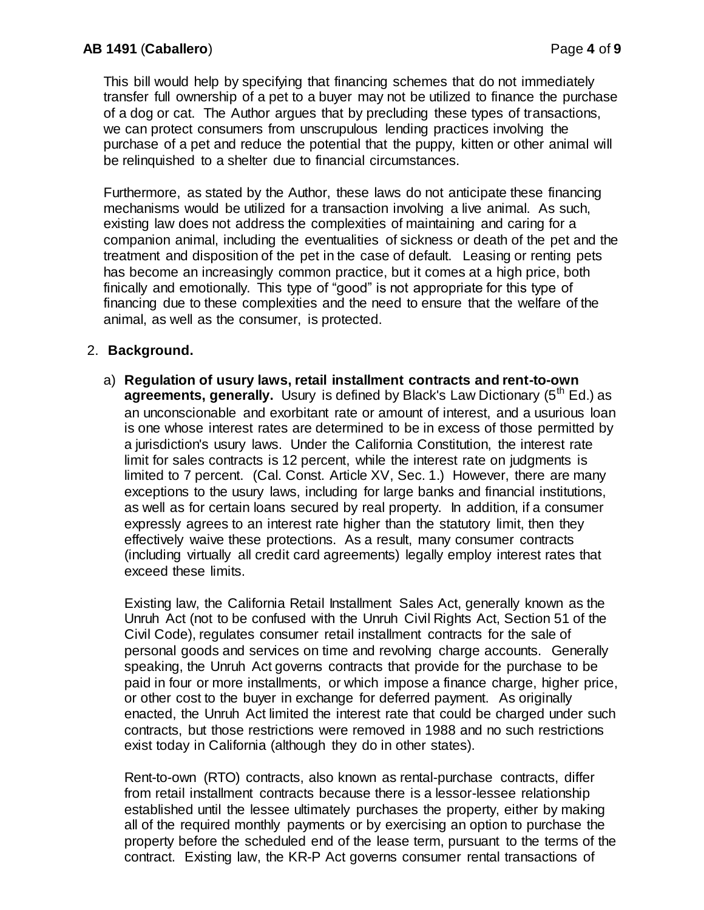This bill would help by specifying that financing schemes that do not immediately transfer full ownership of a pet to a buyer may not be utilized to finance the purchase of a dog or cat. The Author argues that by precluding these types of transactions, we can protect consumers from unscrupulous lending practices involving the purchase of a pet and reduce the potential that the puppy, kitten or other animal will be relinquished to a shelter due to financial circumstances.

Furthermore, as stated by the Author, these laws do not anticipate these financing mechanisms would be utilized for a transaction involving a live animal. As such, existing law does not address the complexities of maintaining and caring for a companion animal, including the eventualities of sickness or death of the pet and the treatment and disposition of the pet in the case of default. Leasing or renting pets has become an increasingly common practice, but it comes at a high price, both finically and emotionally. This type of "good" is not appropriate for this type of financing due to these complexities and the need to ensure that the welfare of the animal, as well as the consumer, is protected.

2. **Background.**

a) **Regulation of usury laws, retail installment contracts and rent-to-own agreements, generally.** Usury is defined by Black's Law Dictionary (5th Ed.) as an unconscionable and exorbitant rate or amount of interest, and a usurious loan is one whose interest rates are determined to be in excess of those permitted by a jurisdiction's usury laws. Under the California Constitution, the interest rate limit for sales contracts is 12 percent, while the interest rate on judgments is limited to 7 percent. (Cal. Const. Article XV, Sec. 1.) However, there are many exceptions to the usury laws, including for large banks and financial institutions, as well as for certain loans secured by real property. In addition, if a consumer expressly agrees to an interest rate higher than the statutory limit, then they effectively waive these protections. As a result, many consumer contracts (including virtually all credit card agreements) legally employ interest rates that exceed these limits.

Existing law, the California Retail Installment Sales Act, generally known as the Unruh Act (not to be confused with the Unruh Civil Rights Act, Section 51 of the Civil Code), regulates consumer retail installment contracts for the sale of personal goods and services on time and revolving charge accounts. Generally speaking, the Unruh Act governs contracts that provide for the purchase to be paid in four or more installments, or which impose a finance charge, higher price, or other cost to the buyer in exchange for deferred payment. As originally enacted, the Unruh Act limited the interest rate that could be charged under such contracts, but those restrictions were removed in 1988 and no such restrictions exist today in California (although they do in other states).

Rent-to-own (RTO) contracts, also known as rental-purchase contracts, differ from retail installment contracts because there is a lessor-lessee relationship established until the lessee ultimately purchases the property, either by making all of the required monthly payments or by exercising an option to purchase the property before the scheduled end of the lease term, pursuant to the terms of the contract. Existing law, the KR-P Act governs consumer rental transactions of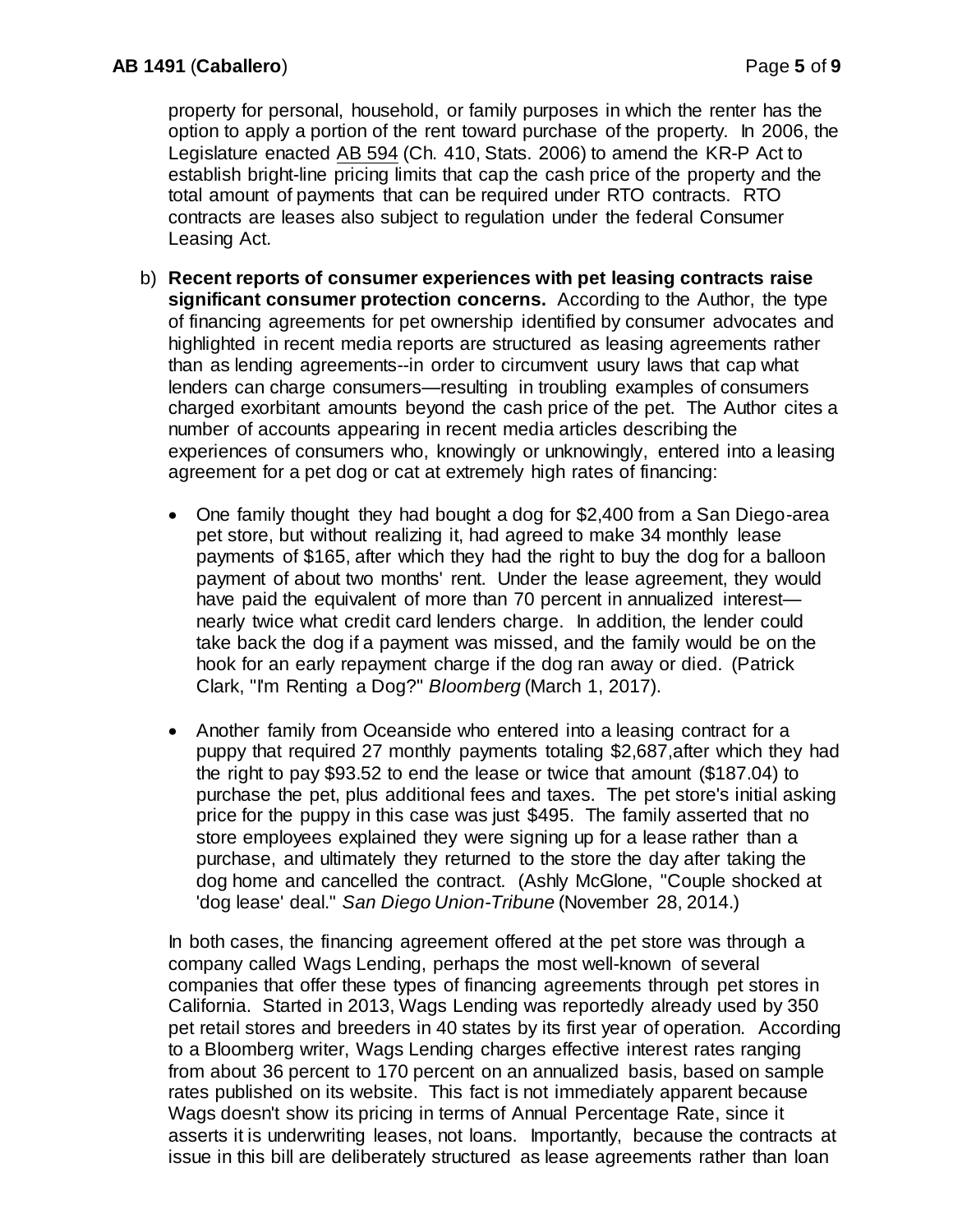property for personal, household, or family purposes in which the renter has the option to apply a portion of the rent toward purchase of the property. In 2006, the Legislature enacted AB 594 (Ch. 410, Stats. 2006) to amend the KR-P Act to establish bright-line pricing limits that cap the cash price of the property and the total amount of payments that can be required under RTO contracts. RTO contracts are leases also subject to regulation under the federal Consumer Leasing Act.

b) **Recent reports of consumer experiences with pet leasing contracts raise significant consumer protection concerns.** According to the Author, the type of financing agreements for pet ownership identified by consumer advocates and highlighted in recent media reports are structured as leasing agreements rather than as lending agreements--in order to circumvent usury laws that cap what lenders can charge consumers—resulting in troubling examples of consumers charged exorbitant amounts beyond the cash price of the pet. The Author cites a number of accounts appearing in recent media articles describing the experiences of consumers who, knowingly or unknowingly, entered into a leasing agreement for a pet dog or cat at extremely high rates of financing:

   - One family thought they had bought a dog for $2,400 from a San Diego-area pet store, but without realizing it, had agreed to make 34 monthly lease payments of $165, after which they had the right to buy the dog for a balloon payment of about two months' rent. Under the lease agreement, they would have paid the equivalent of more than 70 percent in annualized interest—nearly twice what credit card lenders charge. In addition, the lender could take back the dog if a payment was missed, and the family would be on the hook for an early repayment charge if the dog ran away or died. (Patrick Clark, "I'm Renting a Dog?" *Bloomberg* (March 1, 2017).

   - Another family from Oceanside who entered into a leasing contract for a puppy that required 27 monthly payments totaling $2,687,after which they had the right to pay $93.52 to end the lease or twice that amount ($187.04) to purchase the pet, plus additional fees and taxes. The pet store's initial asking price for the puppy in this case was just $495. The family asserted that no store employees explained they were signing up for a lease rather than a purchase, and ultimately they returned to the store the day after taking the dog home and cancelled the contract. (Ashly McGlone, "Couple shocked at 'dog lease' deal." *San Diego Union-Tribune* (November 28, 2014.)

   In both cases, the financing agreement offered at the pet store was through a company called Wags Lending, perhaps the most well-known of several companies that offer these types of financing agreements through pet stores in California. Started in 2013, Wags Lending was reportedly already used by 350 pet retail stores and breeders in 40 states by its first year of operation. According to a Bloomberg writer, Wags Lending charges effective interest rates ranging from about 36 percent to 170 percent on an annualized basis, based on sample rates published on its website. This fact is not immediately apparent because Wags doesn't show its pricing in terms of Annual Percentage Rate, since it asserts it is underwriting leases, not loans. Importantly, because the contracts at issue in this bill are deliberately structured as lease agreements rather than loan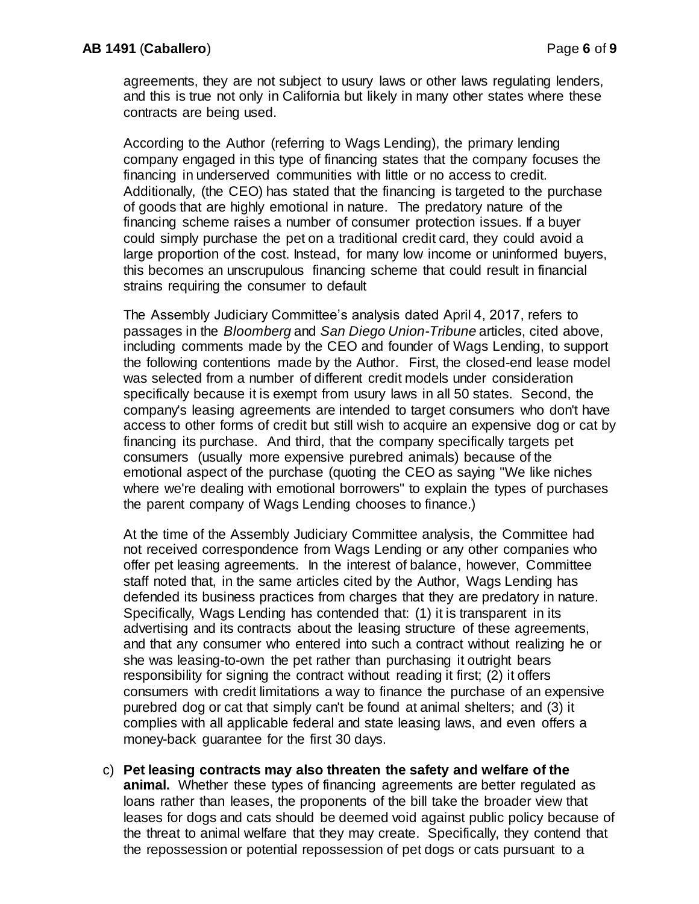agreements, they are not subject to usury laws or other laws regulating lenders, and this is true not only in California but likely in many other states where these contracts are being used.

According to the Author (referring to Wags Lending), the primary lending company engaged in this type of financing states that the company focuses the financing in underserved communities with little or no access to credit. Additionally, (the CEO) has stated that the financing is targeted to the purchase of goods that are highly emotional in nature. The predatory nature of the financing scheme raises a number of consumer protection issues. If a buyer could simply purchase the pet on a traditional credit card, they could avoid a large proportion of the cost. Instead, for many low income or uninformed buyers, this becomes an unscrupulous financing scheme that could result in financial strains requiring the consumer to default

The Assembly Judiciary Committee's analysis dated April 4, 2017, refers to passages in the *Bloomberg* and *San Diego Union-Tribune* articles, cited above, including comments made by the CEO and founder of Wags Lending, to support the following contentions made by the Author. First, the closed-end lease model was selected from a number of different credit models under consideration specifically because it is exempt from usury laws in all 50 states. Second, the company's leasing agreements are intended to target consumers who don't have access to other forms of credit but still wish to acquire an expensive dog or cat by financing its purchase. And third, that the company specifically targets pet consumers (usually more expensive purebred animals) because of the emotional aspect of the purchase (quoting the CEO as saying "We like niches where we're dealing with emotional borrowers" to explain the types of purchases the parent company of Wags Lending chooses to finance.)

At the time of the Assembly Judiciary Committee analysis, the Committee had not received correspondence from Wags Lending or any other companies who offer pet leasing agreements. In the interest of balance, however, Committee staff noted that, in the same articles cited by the Author, Wags Lending has defended its business practices from charges that they are predatory in nature. Specifically, Wags Lending has contended that: (1) it is transparent in its advertising and its contracts about the leasing structure of these agreements, and that any consumer who entered into such a contract without realizing he or she was leasing-to-own the pet rather than purchasing it outright bears responsibility for signing the contract without reading it first; (2) it offers consumers with credit limitations a way to finance the purchase of an expensive purebred dog or cat that simply can't be found at animal shelters; and (3) it complies with all applicable federal and state leasing laws, and even offers a money-back guarantee for the first 30 days.

c) **Pet leasing contracts may also threaten the safety and welfare of the animal.** Whether these types of financing agreements are better regulated as loans rather than leases, the proponents of the bill take the broader view that leases for dogs and cats should be deemed void against public policy because of the threat to animal welfare that they may create. Specifically, they contend that the repossession or potential repossession of pet dogs or cats pursuant to a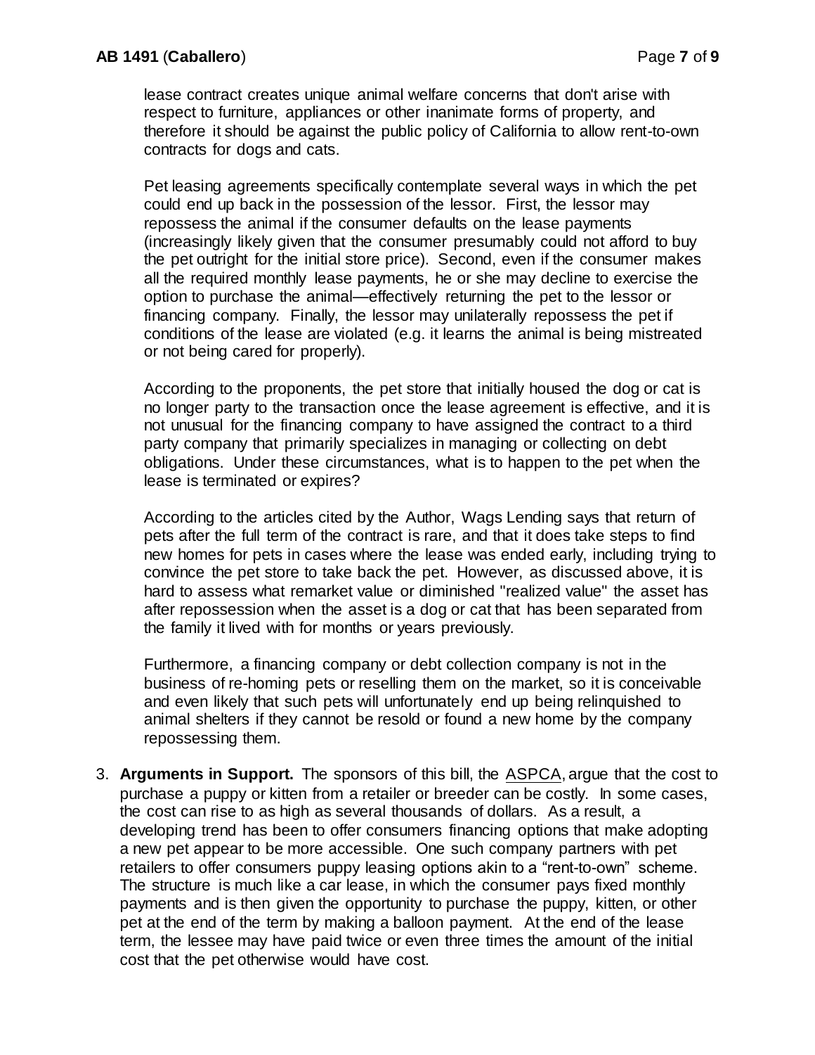lease contract creates unique animal welfare concerns that don't arise with respect to furniture, appliances or other inanimate forms of property, and therefore it should be against the public policy of California to allow rent-to-own contracts for dogs and cats.

Pet leasing agreements specifically contemplate several ways in which the pet could end up back in the possession of the lessor. First, the lessor may repossess the animal if the consumer defaults on the lease payments (increasingly likely given that the consumer presumably could not afford to buy the pet outright for the initial store price). Second, even if the consumer makes all the required monthly lease payments, he or she may decline to exercise the option to purchase the animal—effectively returning the pet to the lessor or financing company. Finally, the lessor may unilaterally repossess the pet if conditions of the lease are violated (e.g. it learns the animal is being mistreated or not being cared for properly).

According to the proponents, the pet store that initially housed the dog or cat is no longer party to the transaction once the lease agreement is effective, and it is not unusual for the financing company to have assigned the contract to a third party company that primarily specializes in managing or collecting on debt obligations. Under these circumstances, what is to happen to the pet when the lease is terminated or expires?

According to the articles cited by the Author, Wags Lending says that return of pets after the full term of the contract is rare, and that it does take steps to find new homes for pets in cases where the lease was ended early, including trying to convince the pet store to take back the pet. However, as discussed above, it is hard to assess what remarket value or diminished "realized value" the asset has after repossession when the asset is a dog or cat that has been separated from the family it lived with for months or years previously.

Furthermore, a financing company or debt collection company is not in the business of re-homing pets or reselling them on the market, so it is conceivable and even likely that such pets will unfortunately end up being relinquished to animal shelters if they cannot be resold or found a new home by the company repossessing them.

3. **Arguments in Support.** The sponsors of this bill, the ASPCA, argue that the cost to purchase a puppy or kitten from a retailer or breeder can be costly. In some cases, the cost can rise to as high as several thousands of dollars. As a result, a developing trend has been to offer consumers financing options that make adopting a new pet appear to be more accessible. One such company partners with pet retailers to offer consumers puppy leasing options akin to a "rent-to-own" scheme. The structure is much like a car lease, in which the consumer pays fixed monthly payments and is then given the opportunity to purchase the puppy, kitten, or other pet at the end of the term by making a balloon payment. At the end of the lease term, the lessee may have paid twice or even three times the amount of the initial cost that the pet otherwise would have cost.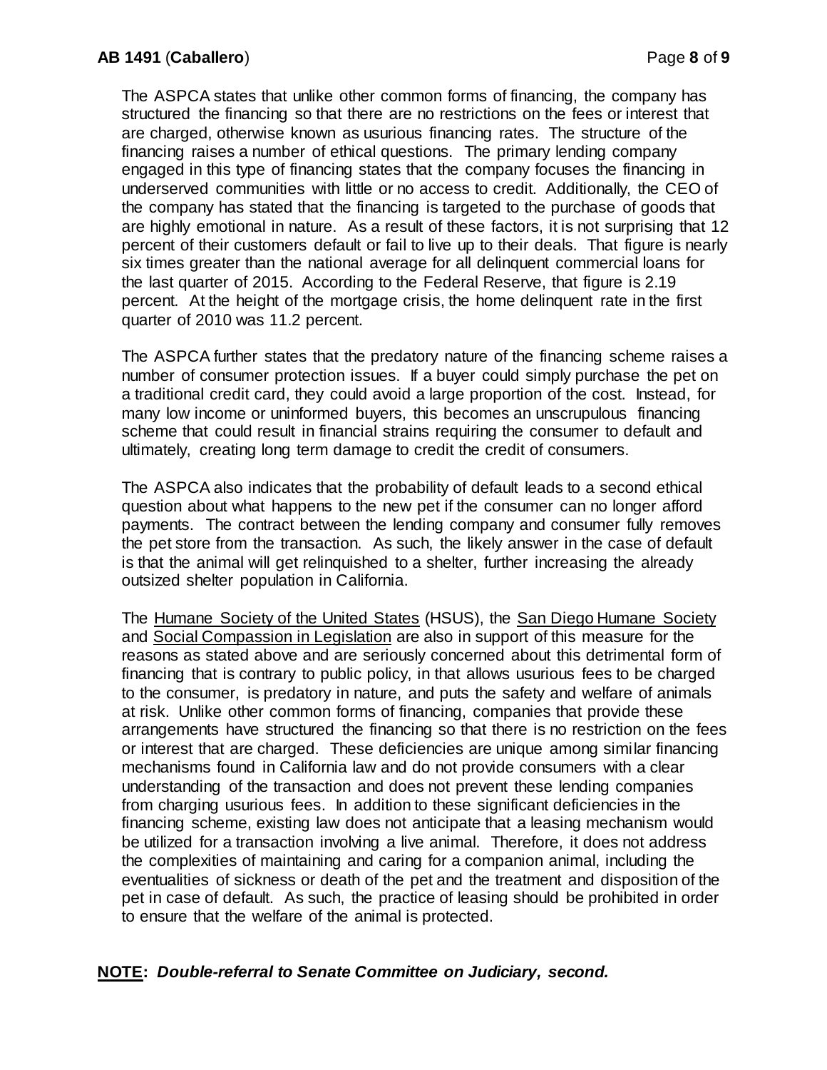The ASPCA states that unlike other common forms of financing, the company has structured the financing so that there are no restrictions on the fees or interest that are charged, otherwise known as usurious financing rates. The structure of the financing raises a number of ethical questions. The primary lending company engaged in this type of financing states that the company focuses the financing in underserved communities with little or no access to credit. Additionally, the CEO of the company has stated that the financing is targeted to the purchase of goods that are highly emotional in nature. As a result of these factors, it is not surprising that 12 percent of their customers default or fail to live up to their deals. That figure is nearly six times greater than the national average for all delinquent commercial loans for the last quarter of 2015. According to the Federal Reserve, that figure is 2.19 percent. At the height of the mortgage crisis, the home delinquent rate in the first quarter of 2010 was 11.2 percent.

The ASPCA further states that the predatory nature of the financing scheme raises a number of consumer protection issues. If a buyer could simply purchase the pet on a traditional credit card, they could avoid a large proportion of the cost. Instead, for many low income or uninformed buyers, this becomes an unscrupulous financing scheme that could result in financial strains requiring the consumer to default and ultimately, creating long term damage to credit the credit of consumers.

The ASPCA also indicates that the probability of default leads to a second ethical question about what happens to the new pet if the consumer can no longer afford payments. The contract between the lending company and consumer fully removes the pet store from the transaction. As such, the likely answer in the case of default is that the animal will get relinquished to a shelter, further increasing the already outsized shelter population in California.

The Humane Society of the United States (HSUS), the San Diego Humane Society and Social Compassion in Legislation are also in support of this measure for the reasons as stated above and are seriously concerned about this detrimental form of financing that is contrary to public policy, in that allows usurious fees to be charged to the consumer, is predatory in nature, and puts the safety and welfare of animals at risk. Unlike other common forms of financing, companies that provide these arrangements have structured the financing so that there is no restriction on the fees or interest that are charged. These deficiencies are unique among similar financing mechanisms found in California law and do not provide consumers with a clear understanding of the transaction and does not prevent these lending companies from charging usurious fees. In addition to these significant deficiencies in the financing scheme, existing law does not anticipate that a leasing mechanism would be utilized for a transaction involving a live animal. Therefore, it does not address the complexities of maintaining and caring for a companion animal, including the eventualities of sickness or death of the pet and the treatment and disposition of the pet in case of default. As such, the practice of leasing should be prohibited in order to ensure that the welfare of the animal is protected.

**NOTE:** ***Double-referral to Senate Committee on Judiciary, second.***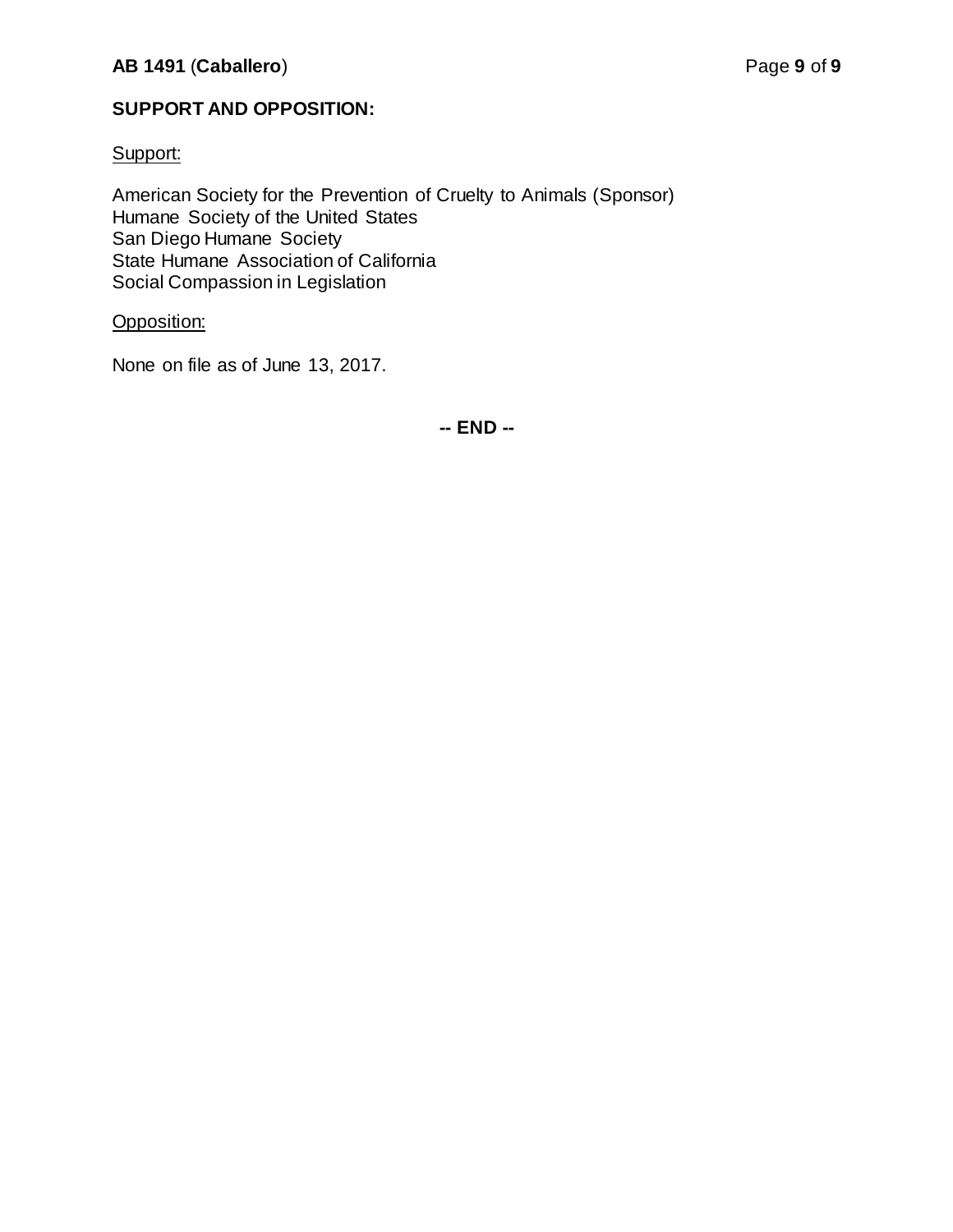## SUPPORT AND OPPOSITION:

Support:

American Society for the Prevention of Cruelty to Animals (Sponsor)
Humane Society of the United States
San Diego Humane Society
State Humane Association of California
Social Compassion in Legislation

Opposition:

None on file as of June 13, 2017.

**-- END --**